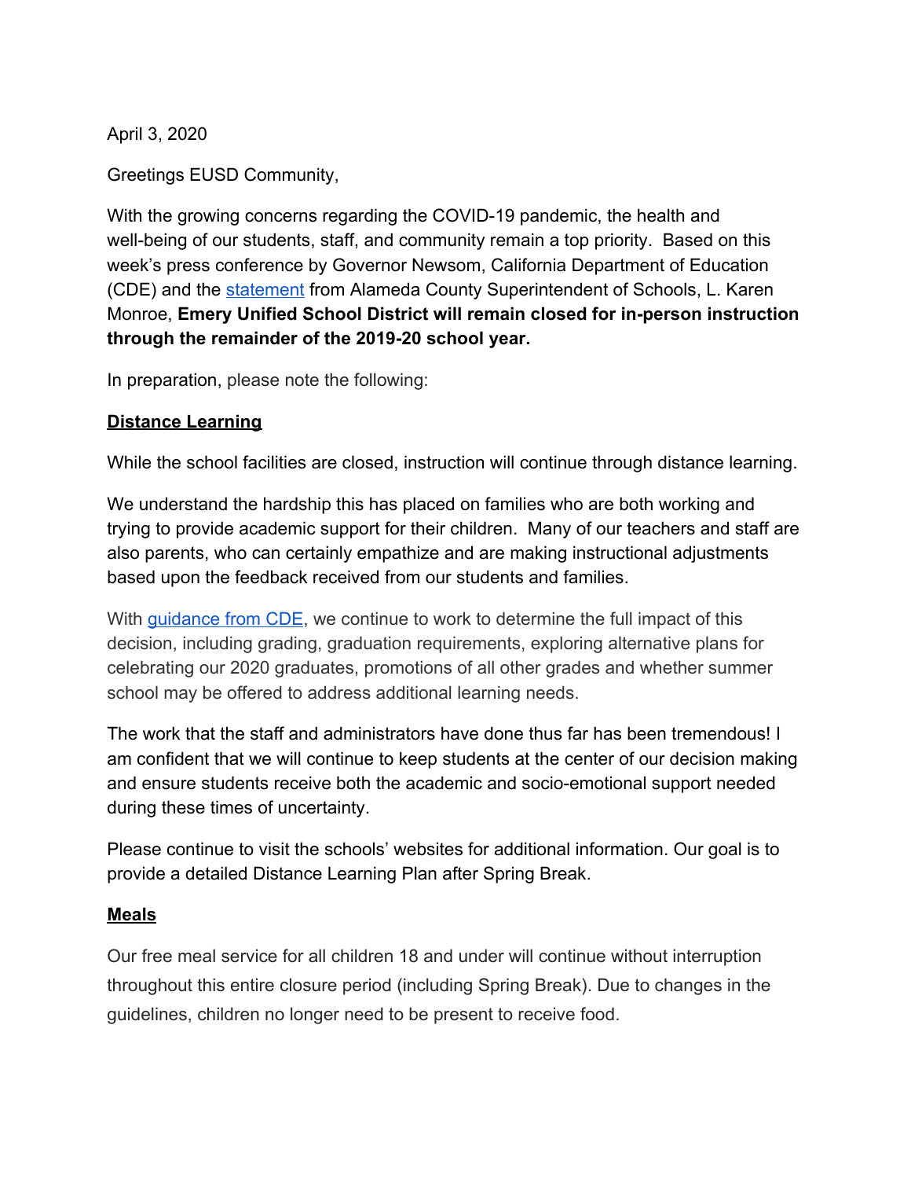April 3, 2020

Greetings EUSD Community,

With the growing concerns regarding the COVID-19 pandemic, the health and well-being of our students, staff, and community remain a top priority. Based on this week's press conference by Governor Newsom, California Department of Education (CDE) and the [statement](statement) from Alameda County Superintendent of Schools, L. Karen Monroe, **Emery Unified School District will remain closed for in-person instruction through the remainder of the 2019-20 school year.**

In preparation, please note the following:

## Distance Learning

While the school facilities are closed, instruction will continue through distance learning.

We understand the hardship this has placed on families who are both working and trying to provide academic support for their children. Many of our teachers and staff are also parents, who can certainly empathize and are making instructional adjustments based upon the feedback received from our students and families.

With [guidance from CDE](guidance from CDE), we continue to work to determine the full impact of this decision, including grading, graduation requirements, exploring alternative plans for celebrating our 2020 graduates, promotions of all other grades and whether summer school may be offered to address additional learning needs.

The work that the staff and administrators have done thus far has been tremendous! I am confident that we will continue to keep students at the center of our decision making and ensure students receive both the academic and socio-emotional support needed during these times of uncertainty.

Please continue to visit the schools' websites for additional information. Our goal is to provide a detailed Distance Learning Plan after Spring Break.

## Meals

Our free meal service for all children 18 and under will continue without interruption throughout this entire closure period (including Spring Break). Due to changes in the guidelines, children no longer need to be present to receive food.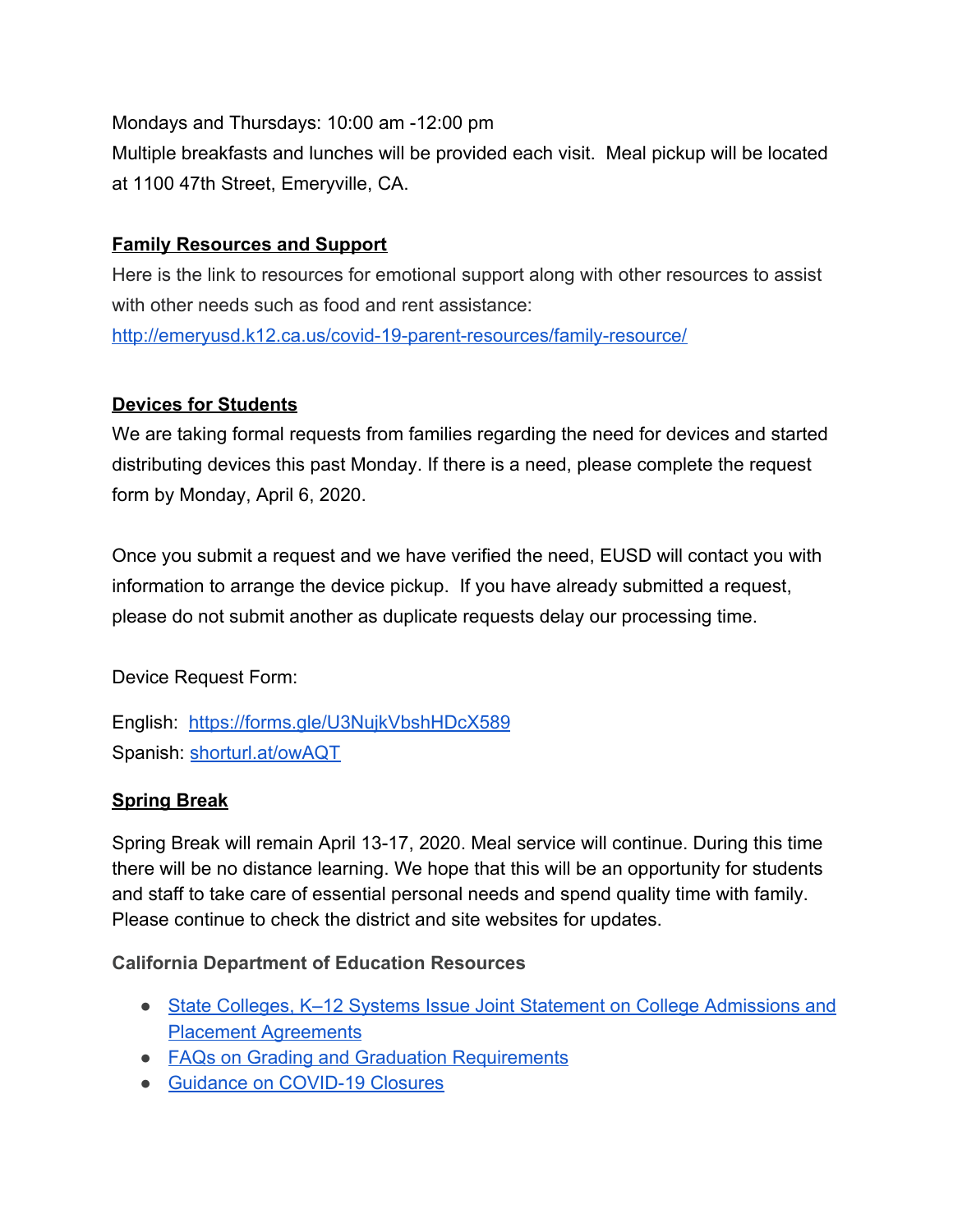Mondays and Thursdays: 10:00 am -12:00 pm
Multiple breakfasts and lunches will be provided each visit. Meal pickup will be located at 1100 47th Street, Emeryville, CA.

**Family Resources and Support**

Here is the link to resources for emotional support along with other resources to assist with other needs such as food and rent assistance:
[http://emeryusd.k12.ca.us/covid-19-parent-resources/family-resource/](http://emeryusd.k12.ca.us/covid-19-parent-resources/family-resource/)

**Devices for Students**

We are taking formal requests from families regarding the need for devices and started distributing devices this past Monday. If there is a need, please complete the request form by Monday, April 6, 2020.

Once you submit a request and we have verified the need, EUSD will contact you with information to arrange the device pickup. If you have already submitted a request, please do not submit another as duplicate requests delay our processing time.

Device Request Form:

English: [https://forms.gle/U3NujkVbshHDcX589](https://forms.gle/U3NujkVbshHDcX589)
Spanish: [shorturl.at/owAQT](shorturl.at/owAQT)

**Spring Break**

Spring Break will remain April 13-17, 2020. Meal service will continue. During this time there will be no distance learning. We hope that this will be an opportunity for students and staff to take care of essential personal needs and spend quality time with family. Please continue to check the district and site websites for updates.

**California Department of Education Resources**

- State Colleges, K–12 Systems Issue Joint Statement on College Admissions and Placement Agreements
- FAQs on Grading and Graduation Requirements
- Guidance on COVID-19 Closures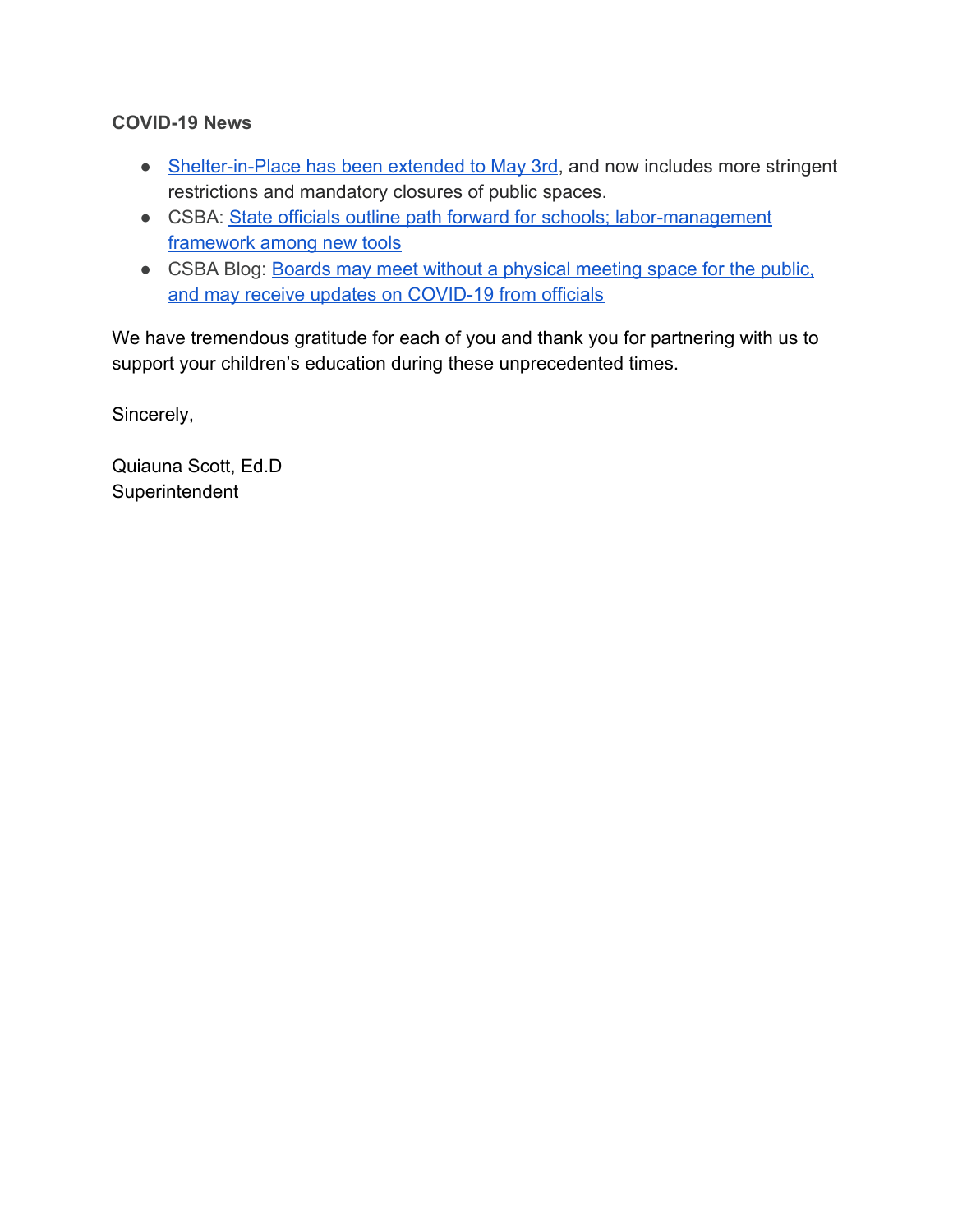**COVID-19 News**

- Shelter-in-Place has been extended to May 3rd, and now includes more stringent restrictions and mandatory closures of public spaces.
- CSBA: State officials outline path forward for schools; labor-management framework among new tools
- CSBA Blog: Boards may meet without a physical meeting space for the public, and may receive updates on COVID-19 from officials

We have tremendous gratitude for each of you and thank you for partnering with us to support your children's education during these unprecedented times.

Sincerely,

Quiauna Scott, Ed.D
Superintendent